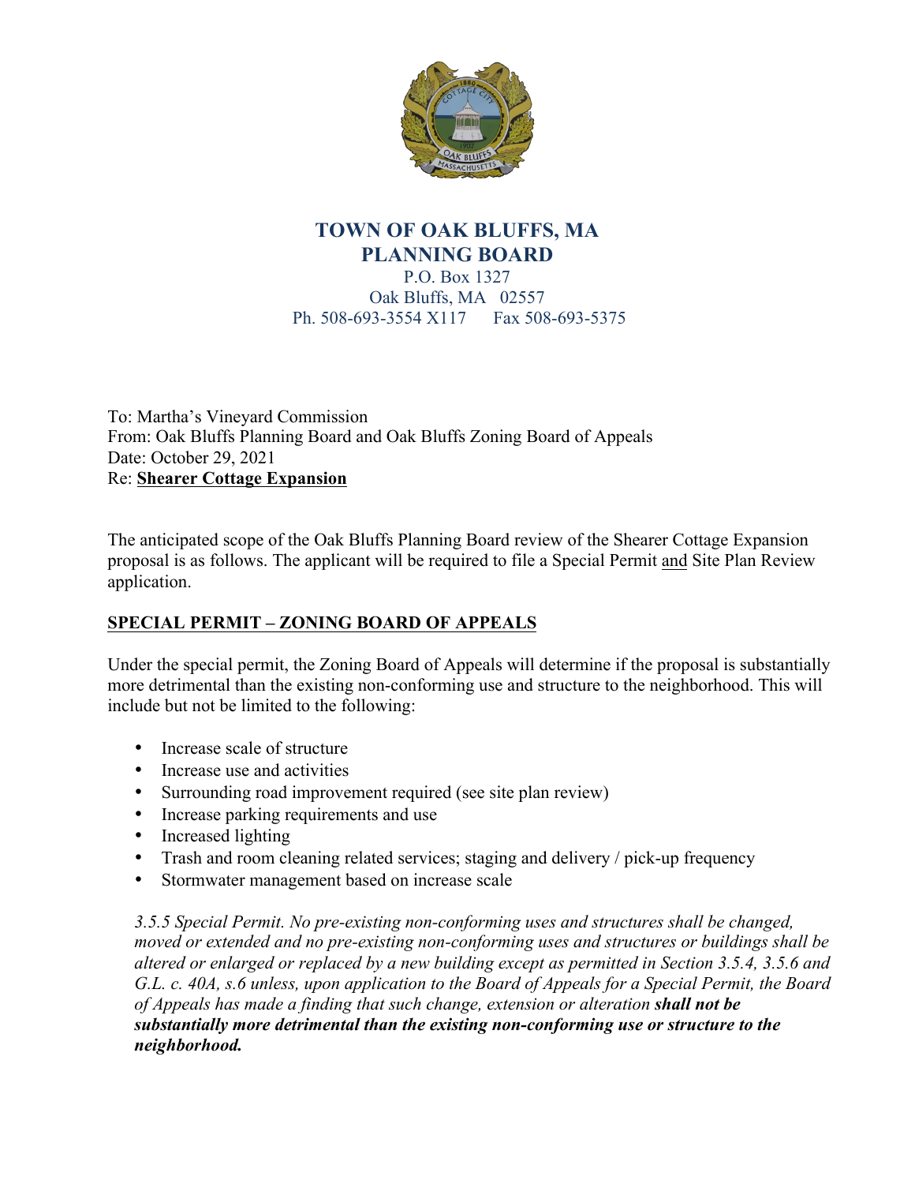# TOWN OF OAK BLUFFS, MA
## PLANNING BOARD

P.O. Box 1327
Oak Bluffs, MA 02557
Ph. 508-693-3554 X117 Fax 508-693-5375

To: Martha's Vineyard Commission
From: Oak Bluffs Planning Board and Oak Bluffs Zoning Board of Appeals
Date: October 29, 2021
Re: **Shearer Cottage Expansion**

The anticipated scope of the Oak Bluffs Planning Board review of the Shearer Cottage Expansion proposal is as follows. The applicant will be required to file a Special Permit and Site Plan Review application.

**SPECIAL PERMIT – ZONING BOARD OF APPEALS**

Under the special permit, the Zoning Board of Appeals will determine if the proposal is substantially more detrimental than the existing non-conforming use and structure to the neighborhood. This will include but not be limited to the following:

- Increase scale of structure
- Increase use and activities
- Surrounding road improvement required (see site plan review)
- Increase parking requirements and use
- Increased lighting
- Trash and room cleaning related services; staging and delivery / pick-up frequency
- Stormwater management based on increase scale

*3.5.5 Special Permit. No pre-existing non-conforming uses and structures shall be changed, moved or extended and no pre-existing non-conforming uses and structures or buildings shall be altered or enlarged or replaced by a new building except as permitted in Section 3.5.4, 3.5.6 and G.L. c. 40A, s.6 unless, upon application to the Board of Appeals for a Special Permit, the Board of Appeals has made a finding that such change, extension or alteration* ***shall not be substantially more detrimental than the existing non-conforming use or structure to the neighborhood.***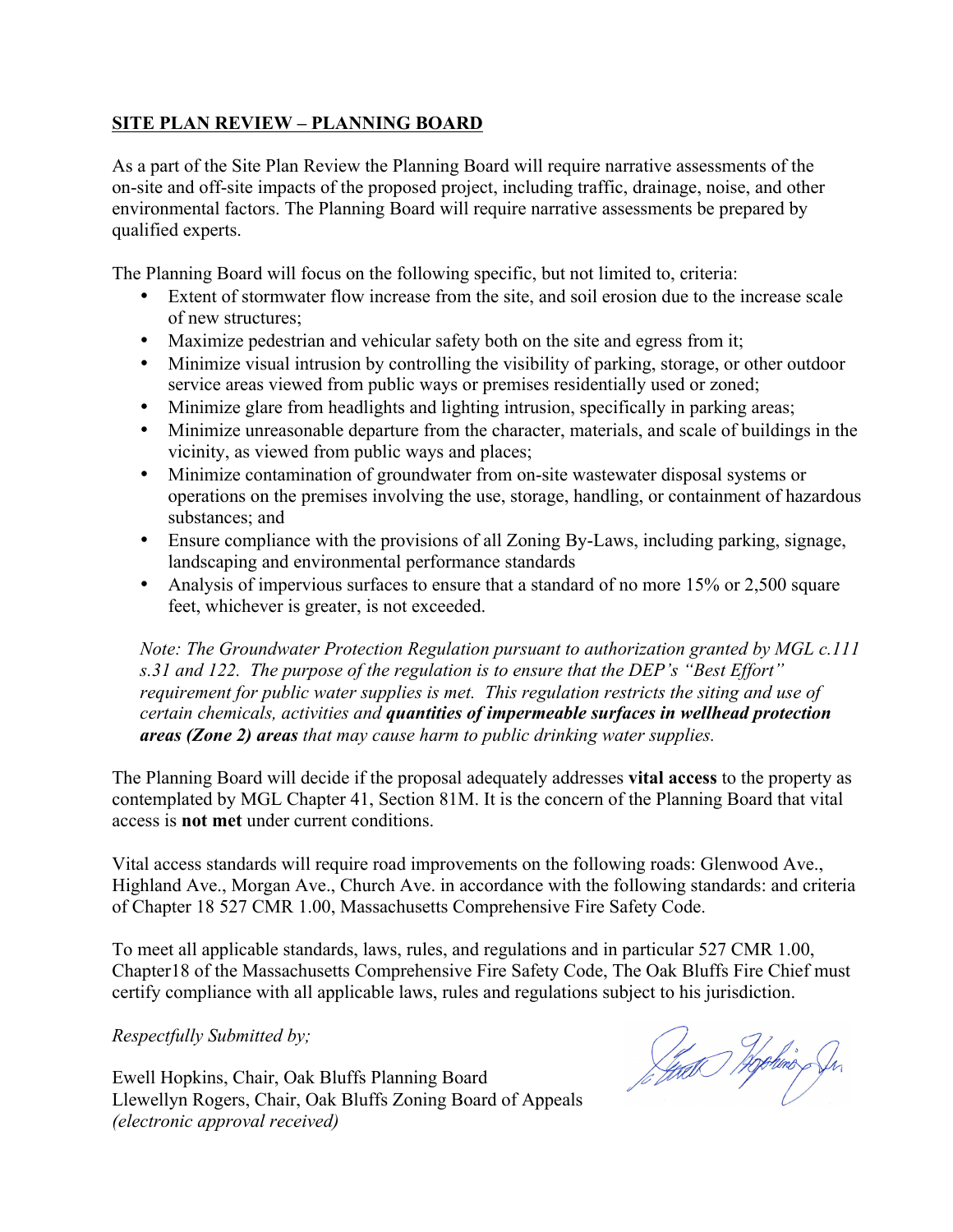## SITE PLAN REVIEW – PLANNING BOARD

As a part of the Site Plan Review the Planning Board will require narrative assessments of the on-site and off-site impacts of the proposed project, including traffic, drainage, noise, and other environmental factors. The Planning Board will require narrative assessments be prepared by qualified experts.

The Planning Board will focus on the following specific, but not limited to, criteria:

- Extent of stormwater flow increase from the site, and soil erosion due to the increase scale of new structures;
- Maximize pedestrian and vehicular safety both on the site and egress from it;
- Minimize visual intrusion by controlling the visibility of parking, storage, or other outdoor service areas viewed from public ways or premises residentially used or zoned;
- Minimize glare from headlights and lighting intrusion, specifically in parking areas;
- Minimize unreasonable departure from the character, materials, and scale of buildings in the vicinity, as viewed from public ways and places;
- Minimize contamination of groundwater from on-site wastewater disposal systems or operations on the premises involving the use, storage, handling, or containment of hazardous substances; and
- Ensure compliance with the provisions of all Zoning By-Laws, including parking, signage, landscaping and environmental performance standards
- Analysis of impervious surfaces to ensure that a standard of no more 15% or 2,500 square feet, whichever is greater, is not exceeded.

*Note: The Groundwater Protection Regulation pursuant to authorization granted by MGL c.111 s.31 and 122. The purpose of the regulation is to ensure that the DEP's "Best Effort" requirement for public water supplies is met. This regulation restricts the siting and use of certain chemicals, activities and* ***quantities of impermeable surfaces in wellhead protection areas (Zone 2) areas*** *that may cause harm to public drinking water supplies.*

The Planning Board will decide if the proposal adequately addresses **vital access** to the property as contemplated by MGL Chapter 41, Section 81M. It is the concern of the Planning Board that vital access is **not met** under current conditions.

Vital access standards will require road improvements on the following roads: Glenwood Ave., Highland Ave., Morgan Ave., Church Ave. in accordance with the following standards: and criteria of Chapter 18 527 CMR 1.00, Massachusetts Comprehensive Fire Safety Code.

To meet all applicable standards, laws, rules, and regulations and in particular 527 CMR 1.00, Chapter18 of the Massachusetts Comprehensive Fire Safety Code, The Oak Bluffs Fire Chief must certify compliance with all applicable laws, rules and regulations subject to his jurisdiction.

*Respectfully Submitted by;*

Ewell Hopkins, Chair, Oak Bluffs Planning Board
Llewellyn Rogers, Chair, Oak Bluffs Zoning Board of Appeals
*(electronic approval received)*